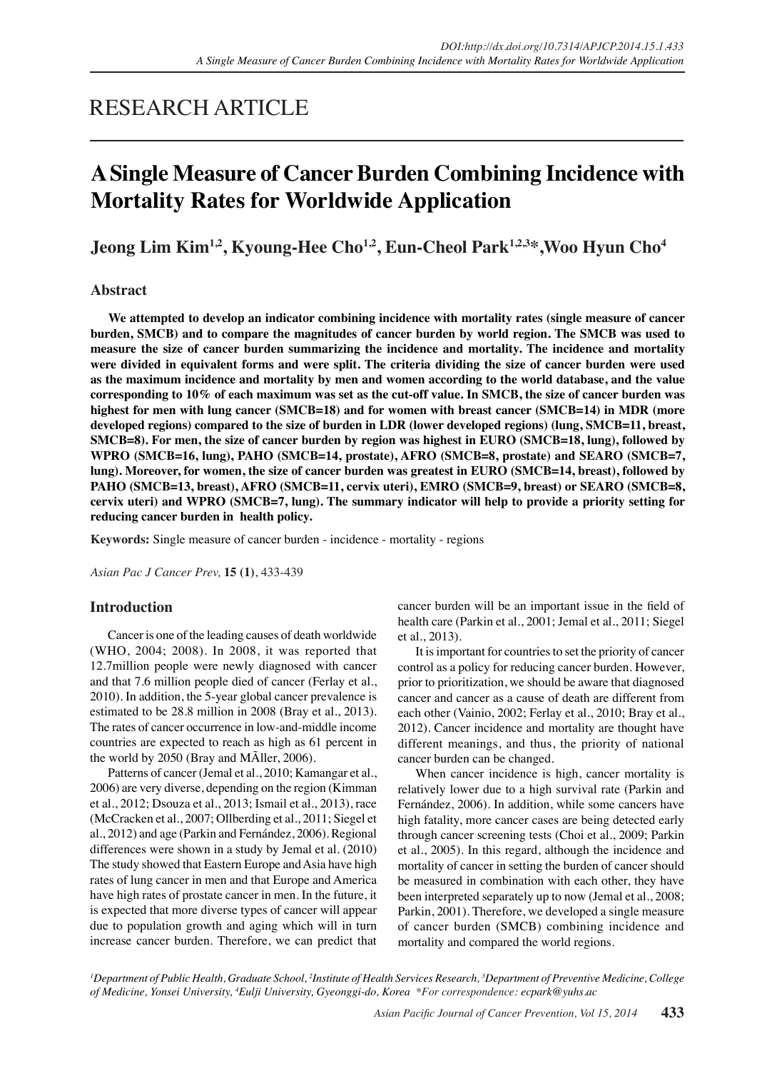RESEARCH ARTICLE

# A Single Measure of Cancer Burden Combining Incidence with Mortality Rates for Worldwide Application

**Jeong Lim Kim[1,2], Kyoung-Hee Cho[1,2], Eun-Cheol Park[1,2,3]*, Woo Hyun Cho[4]**

## Abstract

**We attempted to develop an indicator combining incidence with mortality rates (single measure of cancer burden, SMCB) and to compare the magnitudes of cancer burden by world region. The SMCB was used to measure the size of cancer burden summarizing the incidence and mortality. The incidence and mortality were divided in equivalent forms and were split. The criteria dividing the size of cancer burden were used as the maximum incidence and mortality by men and women according to the world database, and the value corresponding to 10% of each maximum was set as the cut-off value. In SMCB, the size of cancer burden was highest for men with lung cancer (SMCB=18) and for women with breast cancer (SMCB=14) in MDR (more developed regions) compared to the size of burden in LDR (lower developed regions) (lung, SMCB=11, breast, SMCB=8). For men, the size of cancer burden by region was highest in EURO (SMCB=18, lung), followed by WPRO (SMCB=16, lung), PAHO (SMCB=14, prostate), AFRO (SMCB=8, prostate) and SEARO (SMCB=7, lung). Moreover, for women, the size of cancer burden was greatest in EURO (SMCB=14, breast), followed by PAHO (SMCB=13, breast), AFRO (SMCB=11, cervix uteri), EMRO (SMCB=9, breast) or SEARO (SMCB=8, cervix uteri) and WPRO (SMCB=7, lung). The summary indicator will help to provide a priority setting for reducing cancer burden in health policy.**

**Keywords:** Single measure of cancer burden - incidence - mortality - regions

*Asian Pac J Cancer Prev,* **15 (1)**, 433-439

## Introduction

Cancer is one of the leading causes of death worldwide (WHO, 2004; 2008). In 2008, it was reported that 12.7million people were newly diagnosed with cancer and that 7.6 million people died of cancer (Ferlay et al., 2010). In addition, the 5-year global cancer prevalence is estimated to be 28.8 million in 2008 (Bray et al., 2013). The rates of cancer occurrence in low-and-middle income countries are expected to reach as high as 61 percent in the world by 2050 (Bray and MÃller, 2006).

Patterns of cancer (Jemal et al., 2010; Kamangar et al., 2006) are very diverse, depending on the region (Kimman et al., 2012; Dsouza et al., 2013; Ismail et al., 2013), race (McCracken et al., 2007; Ollberding et al., 2011; Siegel et al., 2012) and age (Parkin and Fernández, 2006). Regional differences were shown in a study by Jemal et al. (2010) The study showed that Eastern Europe and Asia have high rates of lung cancer in men and that Europe and America have high rates of prostate cancer in men. In the future, it is expected that more diverse types of cancer will appear due to population growth and aging which will in turn increase cancer burden. Therefore, we can predict that cancer burden will be an important issue in the field of health care (Parkin et al., 2001; Jemal et al., 2011; Siegel et al., 2013).

It is important for countries to set the priority of cancer control as a policy for reducing cancer burden. However, prior to prioritization, we should be aware that diagnosed cancer and cancer as a cause of death are different from each other (Vainio, 2002; Ferlay et al., 2010; Bray et al., 2012). Cancer incidence and mortality are thought have different meanings, and thus, the priority of national cancer burden can be changed.

When cancer incidence is high, cancer mortality is relatively lower due to a high survival rate (Parkin and Fernández, 2006). In addition, while some cancers have high fatality, more cancer cases are being detected early through cancer screening tests (Choi et al., 2009; Parkin et al., 2005). In this regard, although the incidence and mortality of cancer in setting the burden of cancer should be measured in combination with each other, they have been interpreted separately up to now (Jemal et al., 2008; Parkin, 2001). Therefore, we developed a single measure of cancer burden (SMCB) combining incidence and mortality and compared the world regions.

[1]Department of Public Health, Graduate School, [2]Institute of Health Services Research, [3]Department of Preventive Medicine, College of Medicine, Yonsei University, [4]Eulji University, Gyeonggi-do, Korea *For correspondence: ecpark@yuhs.ac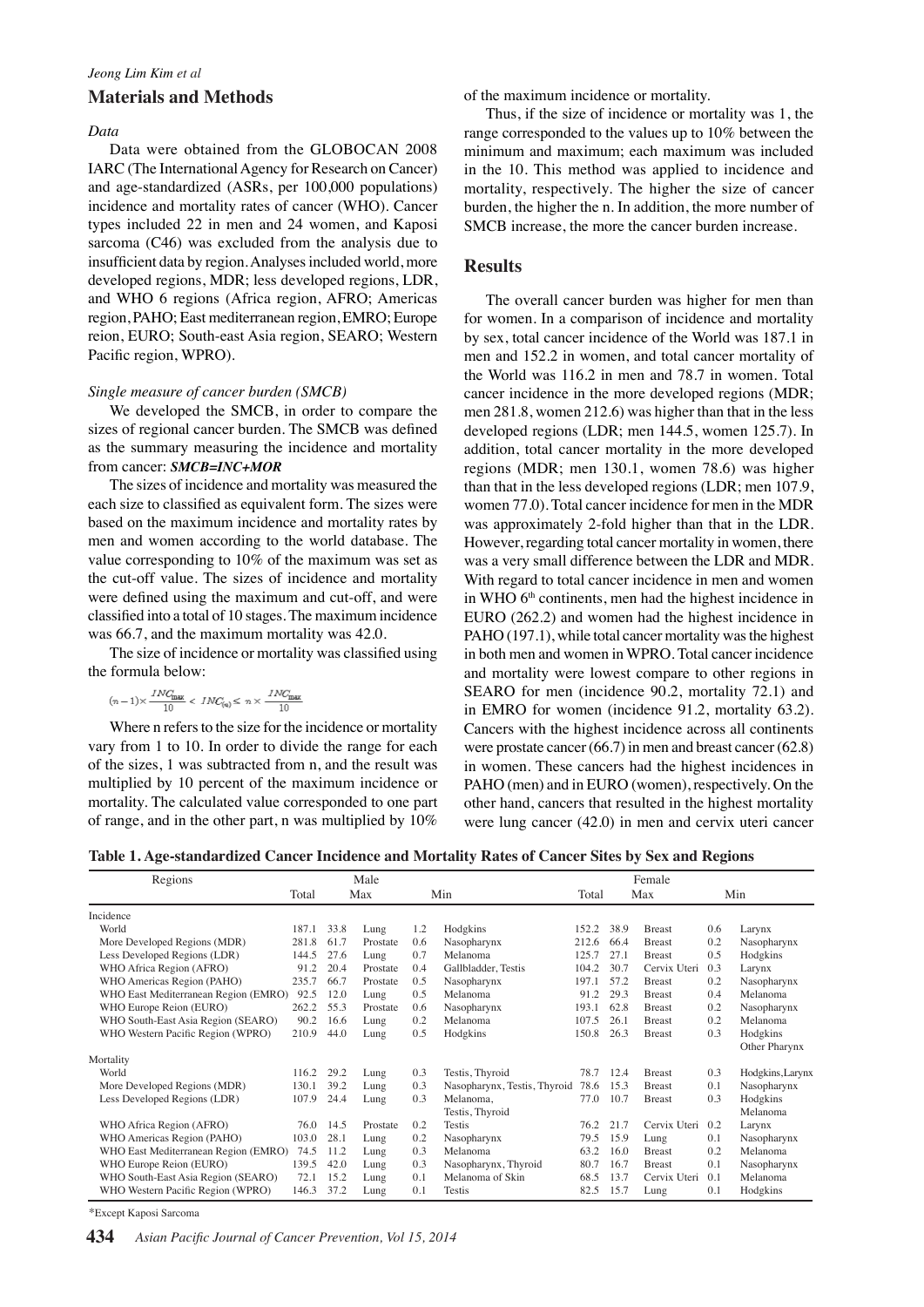## Materials and Methods

### *Data*

Data were obtained from the GLOBOCAN 2008 IARC (The International Agency for Research on Cancer) and age-standardized (ASRs, per 100,000 populations) incidence and mortality rates of cancer (WHO). Cancer types included 22 in men and 24 women, and Kaposi sarcoma (C46) was excluded from the analysis due to insufficient data by region. Analyses included world, more developed regions, MDR; less developed regions, LDR, and WHO 6 regions (Africa region, AFRO; Americas region, PAHO; East mediterranean region, EMRO; Europe reion, EURO; South-east Asia region, SEARO; Western Pacific region, WPRO).

### *Single measure of cancer burden (SMCB)*

We developed the SMCB, in order to compare the sizes of regional cancer burden. The SMCB was defined as the summary measuring the incidence and mortality from cancer: ***SMCB=INC+MOR***

The sizes of incidence and mortality was measured the each size to classified as equivalent form. The sizes were based on the maximum incidence and mortality rates by men and women according to the world database. The value corresponding to 10% of the maximum was set as the cut-off value. The sizes of incidence and mortality were defined using the maximum and cut-off, and were classified into a total of 10 stages. The maximum incidence was 66.7, and the maximum mortality was 42.0.

The size of incidence or mortality was classified using the formula below:

$$(n-1)\times\frac{INC_{max}}{10} < INC_{(n)} \leq n\times\frac{INC_{max}}{10}$$

Where n refers to the size for the incidence or mortality vary from 1 to 10. In order to divide the range for each of the sizes, 1 was subtracted from n, and the result was multiplied by 10 percent of the maximum incidence or mortality. The calculated value corresponded to one part of range, and in the other part, n was multiplied by 10% of the maximum incidence or mortality.

Thus, if the size of incidence or mortality was 1, the range corresponded to the values up to 10% between the minimum and maximum; each maximum was included in the 10. This method was applied to incidence and mortality, respectively. The higher the size of cancer burden, the higher the n. In addition, the more number of SMCB increase, the more the cancer burden increase.

## Results

The overall cancer burden was higher for men than for women. In a comparison of incidence and mortality by sex, total cancer incidence of the World was 187.1 in men and 152.2 in women, and total cancer mortality of the World was 116.2 in men and 78.7 in women. Total cancer incidence in the more developed regions (MDR; men 281.8, women 212.6) was higher than that in the less developed regions (LDR; men 144.5, women 125.7). In addition, total cancer mortality in the more developed regions (MDR; men 130.1, women 78.6) was higher than that in the less developed regions (LDR; men 107.9, women 77.0). Total cancer incidence for men in the MDR was approximately 2-fold higher than that in the LDR. However, regarding total cancer mortality in women, there was a very small difference between the LDR and MDR. With regard to total cancer incidence in men and women in WHO 6th continents, men had the highest incidence in EURO (262.2) and women had the highest incidence in PAHO (197.1), while total cancer mortality was the highest in both men and women in WPRO. Total cancer incidence and mortality were lowest compare to other regions in SEARO for men (incidence 90.2, mortality 72.1) and in EMRO for women (incidence 91.2, mortality 63.2). Cancers with the highest incidence across all continents were prostate cancer (66.7) in men and breast cancer (62.8) in women. These cancers had the highest incidences in PAHO (men) and in EURO (women), respectively. On the other hand, cancers that resulted in the highest mortality were lung cancer (42.0) in men and cervix uteri cancer

**Table 1. Age-standardized Cancer Incidence and Mortality Rates of Cancer Sites by Sex and Regions**

| Regions | Male | | | | | Female | | | | |
|---|---|---|---|---|---|---|---|---|---|---|
| | Total | Max | | Min | | Total | Max | | Min | |
| Incidence | | | | | | | | | | |
| World | 187.1 | 33.8 | Lung | 1.2 | Hodgkins | 152.2 | 38.9 | Breast | 0.6 | Larynx |
| More Developed Regions (MDR) | 281.8 | 61.7 | Prostate | 0.6 | Nasopharynx | 212.6 | 66.4 | Breast | 0.2 | Nasopharynx |
| Less Developed Regions (LDR) | 144.5 | 27.6 | Lung | 0.7 | Melanoma | 125.7 | 27.1 | Breast | 0.5 | Hodgkins |
| WHO Africa Region (AFRO) | 91.2 | 20.4 | Prostate | 0.4 | Gallbladder, Testis | 104.2 | 30.7 | Cervix Uteri | 0.3 | Larynx |
| WHO Americas Region (PAHO) | 235.7 | 66.7 | Prostate | 0.5 | Nasopharynx | 197.1 | 57.2 | Breast | 0.2 | Nasopharynx |
| WHO East Mediterranean Region (EMRO) | 92.5 | 12.0 | Lung | 0.5 | Melanoma | 91.2 | 29.3 | Breast | 0.4 | Melanoma |
| WHO Europe Reion (EURO) | 262.2 | 55.3 | Prostate | 0.6 | Nasopharynx | 193.1 | 62.8 | Breast | 0.2 | Nasopharynx |
| WHO South-East Asia Region (SEARO) | 90.2 | 16.6 | Lung | 0.2 | Melanoma | 107.5 | 26.1 | Breast | 0.2 | Melanoma |
| WHO Western Pacific Region (WPRO) | 210.9 | 44.0 | Lung | 0.5 | Hodgkins | 150.8 | 26.3 | Breast | 0.3 | Hodgkins Other Pharynx |
| Mortality | | | | | | | | | | |
| World | 116.2 | 29.2 | Lung | 0.3 | Testis, Thyroid | 78.7 | 12.4 | Breast | 0.3 | Hodgkins,Larynx |
| More Developed Regions (MDR) | 130.1 | 39.2 | Lung | 0.3 | Nasopharynx, Testis, Thyroid | 78.6 | 15.3 | Breast | 0.1 | Nasopharynx |
| Less Developed Regions (LDR) | 107.9 | 24.4 | Lung | 0.3 | Melanoma, Testis, Thyroid | 77.0 | 10.7 | Breast | 0.3 | Hodgkins Melanoma |
| WHO Africa Region (AFRO) | 76.0 | 14.5 | Prostate | 0.2 | Testis | 76.2 | 21.7 | Cervix Uteri | 0.2 | Larynx |
| WHO Americas Region (PAHO) | 103.0 | 28.1 | Lung | 0.2 | Nasopharynx | 79.5 | 15.9 | Lung | 0.1 | Nasopharynx |
| WHO East Mediterranean Region (EMRO) | 74.5 | 11.2 | Lung | 0.3 | Melanoma | 63.2 | 16.0 | Breast | 0.2 | Melanoma |
| WHO Europe Reion (EURO) | 139.5 | 42.0 | Lung | 0.3 | Nasopharynx, Thyroid | 80.7 | 16.7 | Breast | 0.1 | Nasopharynx |
| WHO South-East Asia Region (SEARO) | 72.1 | 15.2 | Lung | 0.1 | Melanoma of Skin | 68.5 | 13.7 | Cervix Uteri | 0.1 | Melanoma |
| WHO Western Pacific Region (WPRO) | 146.3 | 37.2 | Lung | 0.1 | Testis | 82.5 | 15.7 | Lung | 0.1 | Hodgkins |

*Except Kaposi Sarcoma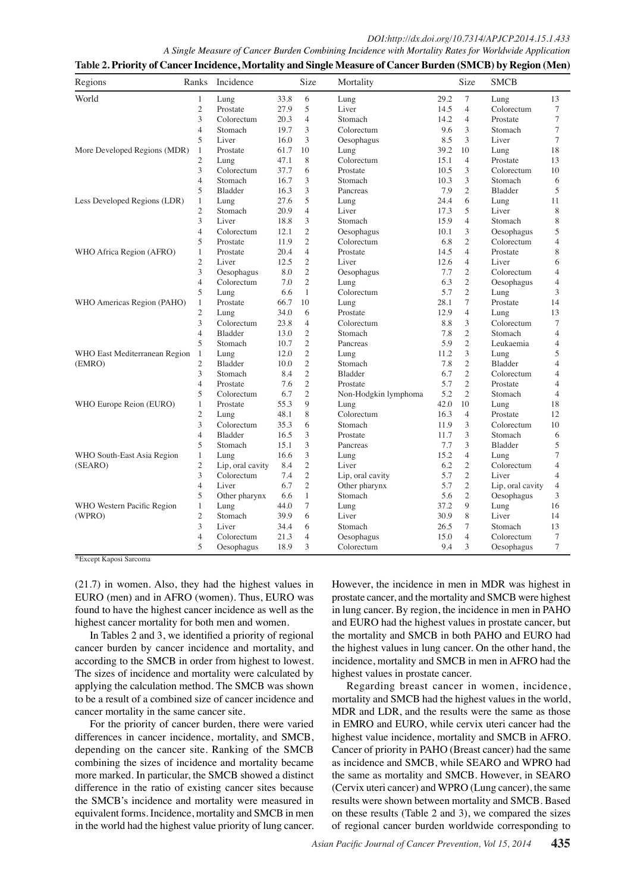**Table 2. Priority of Cancer Incidence, Mortality and Single Measure of Cancer Burden (SMCB) by Region (Men)**

| Regions | Ranks | Incidence | | Size | Mortality | | Size | SMCB | |
|---|---|---|---|---|---|---|---|---|---|
| World | 1 | Lung | 33.8 | 6 | Lung | 29.2 | 7 | Lung | 13 |
| | 2 | Prostate | 27.9 | 5 | Liver | 14.5 | 4 | Colorectum | 7 |
| | 3 | Colorectum | 20.3 | 4 | Stomach | 14.2 | 4 | Prostate | 7 |
| | 4 | Stomach | 19.7 | 3 | Colorectum | 9.6 | 3 | Stomach | 7 |
| | 5 | Liver | 16.0 | 3 | Oesophagus | 8.5 | 3 | Liver | 7 |
| More Developed Regions (MDR) | 1 | Prostate | 61.7 | 10 | Lung | 39.2 | 10 | Lung | 18 |
| | 2 | Lung | 47.1 | 8 | Colorectum | 15.1 | 4 | Prostate | 13 |
| | 3 | Colorectum | 37.7 | 6 | Prostate | 10.5 | 3 | Colorectum | 10 |
| | 4 | Stomach | 16.7 | 3 | Stomach | 10.3 | 3 | Stomach | 6 |
| | 5 | Bladder | 16.3 | 3 | Pancreas | 7.9 | 2 | Bladder | 5 |
| Less Developed Regions (LDR) | 1 | Lung | 27.6 | 5 | Lung | 24.4 | 6 | Lung | 11 |
| | 2 | Stomach | 20.9 | 4 | Liver | 17.3 | 5 | Liver | 8 |
| | 3 | Liver | 18.8 | 3 | Stomach | 15.9 | 4 | Stomach | 8 |
| | 4 | Colorectum | 12.1 | 2 | Oesophagus | 10.1 | 3 | Oesophagus | 5 |
| | 5 | Prostate | 11.9 | 2 | Colorectum | 6.8 | 2 | Colorectum | 4 |
| WHO Africa Region (AFRO) | 1 | Prostate | 20.4 | 4 | Prostate | 14.5 | 4 | Prostate | 8 |
| | 2 | Liver | 12.5 | 2 | Liver | 12.6 | 4 | Liver | 6 |
| | 3 | Oesophagus | 8.0 | 2 | Oesophagus | 7.7 | 2 | Colorectum | 4 |
| | 4 | Colorectum | 7.0 | 2 | Lung | 6.3 | 2 | Oesophagus | 4 |
| | 5 | Lung | 6.6 | 1 | Colorectum | 5.7 | 2 | Lung | 3 |
| WHO Americas Region (PAHO) | 1 | Prostate | 66.7 | 10 | Lung | 28.1 | 7 | Prostate | 14 |
| | 2 | Lung | 34.0 | 6 | Prostate | 12.9 | 4 | Lung | 13 |
| | 3 | Colorectum | 23.8 | 4 | Colorectum | 8.8 | 3 | Colorectum | 7 |
| | 4 | Bladder | 13.0 | 2 | Stomach | 7.8 | 2 | Stomach | 4 |
| | 5 | Stomach | 10.7 | 2 | Pancreas | 5.9 | 2 | Leukaemia | 4 |
| WHO East Mediterranean Region (EMRO) | 1 | Lung | 12.0 | 2 | Lung | 11.2 | 3 | Lung | 5 |
| | 2 | Bladder | 10.0 | 2 | Stomach | 7.8 | 2 | Bladder | 4 |
| | 3 | Stomach | 8.4 | 2 | Bladder | 6.7 | 2 | Colorectum | 4 |
| | 4 | Prostate | 7.6 | 2 | Prostate | 5.7 | 2 | Prostate | 4 |
| | 5 | Colorectum | 6.7 | 2 | Non-Hodgkin lymphoma | 5.2 | 2 | Stomach | 4 |
| WHO Europe Reion (EURO) | 1 | Prostate | 55.3 | 9 | Lung | 42.0 | 10 | Lung | 18 |
| | 2 | Lung | 48.1 | 8 | Colorectum | 16.3 | 4 | Prostate | 12 |
| | 3 | Colorectum | 35.3 | 6 | Stomach | 11.9 | 3 | Colorectum | 10 |
| | 4 | Bladder | 16.5 | 3 | Prostate | 11.7 | 3 | Stomach | 6 |
| | 5 | Stomach | 15.1 | 3 | Pancreas | 7.7 | 3 | Bladder | 5 |
| WHO South-East Asia Region (SEARO) | 1 | Lung | 16.6 | 3 | Lung | 15.2 | 4 | Lung | 7 |
| | 2 | Lip, oral cavity | 8.4 | 2 | Liver | 6.2 | 2 | Colorectum | 4 |
| | 3 | Colorectum | 7.4 | 2 | Lip, oral cavity | 5.7 | 2 | Liver | 4 |
| | 4 | Liver | 6.7 | 2 | Other pharynx | 5.7 | 2 | Lip, oral cavity | 4 |
| | 5 | Other pharynx | 6.6 | 1 | Stomach | 5.6 | 2 | Oesophagus | 3 |
| WHO Western Pacific Region (WPRO) | 1 | Lung | 44.0 | 7 | Lung | 37.2 | 9 | Lung | 16 |
| | 2 | Stomach | 39.9 | 6 | Liver | 30.9 | 8 | Liver | 14 |
| | 3 | Liver | 34.4 | 6 | Stomach | 26.5 | 7 | Stomach | 13 |
| | 4 | Colorectum | 21.3 | 4 | Oesophagus | 15.0 | 4 | Colorectum | 7 |
| | 5 | Oesophagus | 18.9 | 3 | Colorectum | 9.4 | 3 | Oesophagus | 7 |

*Except Kaposi Sarcoma

(21.7) in women. Also, they had the highest values in EURO (men) and in AFRO (women). Thus, EURO was found to have the highest cancer incidence as well as the highest cancer mortality for both men and women.

In Tables 2 and 3, we identified a priority of regional cancer burden by cancer incidence and mortality, and according to the SMCB in order from highest to lowest. The sizes of incidence and mortality were calculated by applying the calculation method. The SMCB was shown to be a result of a combined size of cancer incidence and cancer mortality in the same cancer site.

For the priority of cancer burden, there were varied differences in cancer incidence, mortality, and SMCB, depending on the cancer site. Ranking of the SMCB combining the sizes of incidence and mortality became more marked. In particular, the SMCB showed a distinct difference in the ratio of existing cancer sites because the SMCB's incidence and mortality were measured in equivalent forms. Incidence, mortality and SMCB in men in the world had the highest value priority of lung cancer. However, the incidence in men in MDR was highest in prostate cancer, and the mortality and SMCB were highest in lung cancer. By region, the incidence in men in PAHO and EURO had the highest values in prostate cancer, but the mortality and SMCB in both PAHO and EURO had the highest values in lung cancer. On the other hand, the incidence, mortality and SMCB in men in AFRO had the highest values in prostate cancer.

Regarding breast cancer in women, incidence, mortality and SMCB had the highest values in the world, MDR and LDR, and the results were the same as those in EMRO and EURO, while cervix uteri cancer had the highest value incidence, mortality and SMCB in AFRO. Cancer of priority in PAHO (Breast cancer) had the same as incidence and SMCB, while SEARO and WPRO had the same as mortality and SMCB. However, in SEARO (Cervix uteri cancer) and WPRO (Lung cancer), the same results were shown between mortality and SMCB. Based on these results (Table 2 and 3), we compared the sizes of regional cancer burden worldwide corresponding to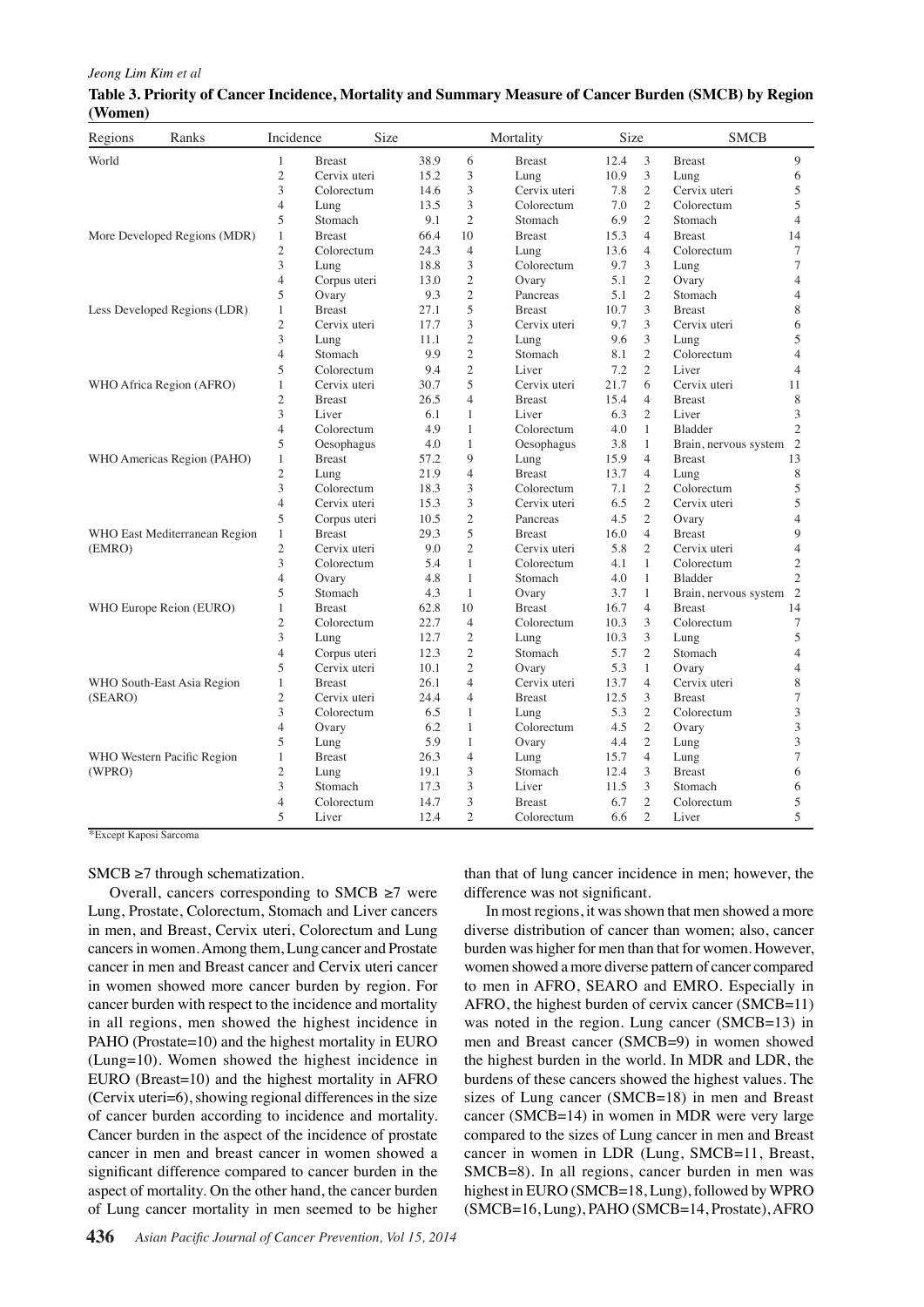**Table 3. Priority of Cancer Incidence, Mortality and Summary Measure of Cancer Burden (SMCB) by Region (Women)**

| Regions | Ranks | Incidence | Size | | Mortality | Size | | SMCB | |
|---|---|---|---|---|---|---|---|---|---|
| World | 1 | Breast | 38.9 | 6 | Breast | 12.4 | 3 | Breast | 9 |
| | 2 | Cervix uteri | 15.2 | 3 | Lung | 10.9 | 3 | Lung | 6 |
| | 3 | Colorectum | 14.6 | 3 | Cervix uteri | 7.8 | 2 | Cervix uteri | 5 |
| | 4 | Lung | 13.5 | 3 | Colorectum | 7.0 | 2 | Colorectum | 5 |
| | 5 | Stomach | 9.1 | 2 | Stomach | 6.9 | 2 | Stomach | 4 |
| More Developed Regions (MDR) | 1 | Breast | 66.4 | 10 | Breast | 15.3 | 4 | Breast | 14 |
| | 2 | Colorectum | 24.3 | 4 | Lung | 13.6 | 4 | Colorectum | 7 |
| | 3 | Lung | 18.8 | 3 | Colorectum | 9.7 | 3 | Lung | 7 |
| | 4 | Corpus uteri | 13.0 | 2 | Ovary | 5.1 | 2 | Ovary | 4 |
| | 5 | Ovary | 9.3 | 2 | Pancreas | 5.1 | 2 | Stomach | 4 |
| Less Developed Regions (LDR) | 1 | Breast | 27.1 | 5 | Breast | 10.7 | 3 | Breast | 8 |
| | 2 | Cervix uteri | 17.7 | 3 | Cervix uteri | 9.7 | 3 | Cervix uteri | 6 |
| | 3 | Lung | 11.1 | 2 | Lung | 9.6 | 3 | Lung | 5 |
| | 4 | Stomach | 9.9 | 2 | Stomach | 8.1 | 2 | Colorectum | 4 |
| | 5 | Colorectum | 9.4 | 2 | Liver | 7.2 | 2 | Liver | 4 |
| WHO Africa Region (AFRO) | 1 | Cervix uteri | 30.7 | 5 | Cervix uteri | 21.7 | 6 | Cervix uteri | 11 |
| | 2 | Breast | 26.5 | 4 | Breast | 15.4 | 4 | Breast | 8 |
| | 3 | Liver | 6.1 | 1 | Liver | 6.3 | 2 | Liver | 3 |
| | 4 | Colorectum | 4.9 | 1 | Colorectum | 4.0 | 1 | Bladder | 2 |
| | 5 | Oesophagus | 4.0 | 1 | Oesophagus | 3.8 | 1 | Brain, nervous system | 2 |
| WHO Americas Region (PAHO) | 1 | Breast | 57.2 | 9 | Lung | 15.9 | 4 | Breast | 13 |
| | 2 | Lung | 21.9 | 4 | Breast | 13.7 | 4 | Lung | 8 |
| | 3 | Colorectum | 18.3 | 3 | Colorectum | 7.1 | 2 | Colorectum | 5 |
| | 4 | Cervix uteri | 15.3 | 3 | Cervix uteri | 6.5 | 2 | Cervix uteri | 5 |
| | 5 | Corpus uteri | 10.5 | 2 | Pancreas | 4.5 | 2 | Ovary | 4 |
| WHO East Mediterranean Region (EMRO) | 1 | Breast | 29.3 | 5 | Breast | 16.0 | 4 | Breast | 9 |
| | 2 | Cervix uteri | 9.0 | 2 | Cervix uteri | 5.8 | 2 | Cervix uteri | 4 |
| | 3 | Colorectum | 5.4 | 1 | Colorectum | 4.1 | 1 | Colorectum | 2 |
| | 4 | Ovary | 4.8 | 1 | Stomach | 4.0 | 1 | Bladder | 2 |
| | 5 | Stomach | 4.3 | 1 | Ovary | 3.7 | 1 | Brain, nervous system | 2 |
| WHO Europe Reion (EURO) | 1 | Breast | 62.8 | 10 | Breast | 16.7 | 4 | Breast | 14 |
| | 2 | Colorectum | 22.7 | 4 | Colorectum | 10.3 | 3 | Colorectum | 7 |
| | 3 | Lung | 12.7 | 2 | Lung | 10.3 | 3 | Lung | 5 |
| | 4 | Corpus uteri | 12.3 | 2 | Stomach | 5.7 | 2 | Stomach | 4 |
| | 5 | Cervix uteri | 10.1 | 2 | Ovary | 5.3 | 1 | Ovary | 4 |
| WHO South-East Asia Region (SEARO) | 1 | Breast | 26.1 | 4 | Cervix uteri | 13.7 | 4 | Cervix uteri | 8 |
| | 2 | Cervix uteri | 24.4 | 4 | Breast | 12.5 | 3 | Breast | 7 |
| | 3 | Colorectum | 6.5 | 1 | Lung | 5.3 | 2 | Colorectum | 3 |
| | 4 | Ovary | 6.2 | 1 | Colorectum | 4.5 | 2 | Ovary | 3 |
| | 5 | Lung | 5.9 | 1 | Ovary | 4.4 | 2 | Lung | 3 |
| WHO Western Pacific Region (WPRO) | 1 | Breast | 26.3 | 4 | Lung | 15.7 | 4 | Lung | 7 |
| | 2 | Lung | 19.1 | 3 | Stomach | 12.4 | 3 | Breast | 6 |
| | 3 | Stomach | 17.3 | 3 | Liver | 11.5 | 3 | Stomach | 6 |
| | 4 | Colorectum | 14.7 | 3 | Breast | 6.7 | 2 | Colorectum | 5 |
| | 5 | Liver | 12.4 | 2 | Colorectum | 6.6 | 2 | Liver | 5 |

*Except Kaposi Sarcoma

SMCB ≥7 through schematization.

Overall, cancers corresponding to SMCB ≥7 were Lung, Prostate, Colorectum, Stomach and Liver cancers in men, and Breast, Cervix uteri, Colorectum and Lung cancers in women. Among them, Lung cancer and Prostate cancer in men and Breast cancer and Cervix uteri cancer in women showed more cancer burden by region. For cancer burden with respect to the incidence and mortality in all regions, men showed the highest incidence in PAHO (Prostate=10) and the highest mortality in EURO (Lung=10). Women showed the highest incidence in EURO (Breast=10) and the highest mortality in AFRO (Cervix uteri=6), showing regional differences in the size of cancer burden according to incidence and mortality. Cancer burden in the aspect of the incidence of prostate cancer in men and breast cancer in women showed a significant difference compared to cancer burden in the aspect of mortality. On the other hand, the cancer burden of Lung cancer mortality in men seemed to be higher than that of lung cancer incidence in men; however, the difference was not significant.

In most regions, it was shown that men showed a more diverse distribution of cancer than women; also, cancer burden was higher for men than that for women. However, women showed a more diverse pattern of cancer compared to men in AFRO, SEARO and EMRO. Especially in AFRO, the highest burden of cervix cancer (SMCB=11) was noted in the region. Lung cancer (SMCB=13) in men and Breast cancer (SMCB=9) in women showed the highest burden in the world. In MDR and LDR, the burdens of these cancers showed the highest values. The sizes of Lung cancer (SMCB=18) in men and Breast cancer (SMCB=14) in women in MDR were very large compared to the sizes of Lung cancer in men and Breast cancer in women in LDR (Lung, SMCB=11, Breast, SMCB=8). In all regions, cancer burden in men was highest in EURO (SMCB=18, Lung), followed by WPRO (SMCB=16, Lung), PAHO (SMCB=14, Prostate), AFRO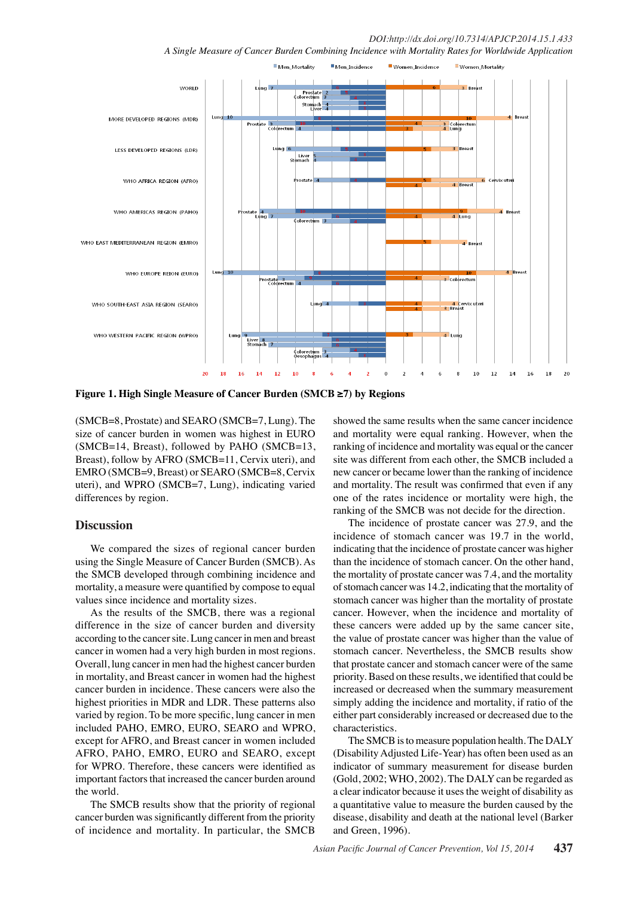**Figure 1. High Single Measure of Cancer Burden (SMCB ≥7) by Regions**

(SMCB=8, Prostate) and SEARO (SMCB=7, Lung). The size of cancer burden in women was highest in EURO (SMCB=14, Breast), followed by PAHO (SMCB=13, Breast), follow by AFRO (SMCB=11, Cervix uteri), and EMRO (SMCB=9, Breast) or SEARO (SMCB=8, Cervix uteri), and WPRO (SMCB=7, Lung), indicating varied differences by region.

## Discussion

We compared the sizes of regional cancer burden using the Single Measure of Cancer Burden (SMCB). As the SMCB developed through combining incidence and mortality, a measure were quantified by compose to equal values since incidence and mortality sizes.

As the results of the SMCB, there was a regional difference in the size of cancer burden and diversity according to the cancer site. Lung cancer in men and breast cancer in women had a very high burden in most regions. Overall, lung cancer in men had the highest cancer burden in mortality, and Breast cancer in women had the highest cancer burden in incidence. These cancers were also the highest priorities in MDR and LDR. These patterns also varied by region. To be more specific, lung cancer in men included PAHO, EMRO, EURO, SEARO and WPRO, except for AFRO, and Breast cancer in women included AFRO, PAHO, EMRO, EURO and SEARO, except for WPRO. Therefore, these cancers were identified as important factors that increased the cancer burden around the world.

The SMCB results show that the priority of regional cancer burden was significantly different from the priority of incidence and mortality. In particular, the SMCB showed the same results when the same cancer incidence and mortality were equal ranking. However, when the ranking of incidence and mortality was equal or the cancer site was different from each other, the SMCB included a new cancer or became lower than the ranking of incidence and mortality. The result was confirmed that even if any one of the rates incidence or mortality were high, the ranking of the SMCB was not decide for the direction.

The incidence of prostate cancer was 27.9, and the incidence of stomach cancer was 19.7 in the world, indicating that the incidence of prostate cancer was higher than the incidence of stomach cancer. On the other hand, the mortality of prostate cancer was 7.4, and the mortality of stomach cancer was 14.2, indicating that the mortality of stomach cancer was higher than the mortality of prostate cancer. However, when the incidence and mortality of these cancers were added up by the same cancer site, the value of prostate cancer was higher than the value of stomach cancer. Nevertheless, the SMCB results show that prostate cancer and stomach cancer were of the same priority. Based on these results, we identified that could be increased or decreased when the summary measurement simply adding the incidence and mortality, if ratio of the either part considerably increased or decreased due to the characteristics.

The SMCB is to measure population health. The DALY (Disability Adjusted Life-Year) has often been used as an indicator of summary measurement for disease burden (Gold, 2002; WHO, 2002). The DALY can be regarded as a clear indicator because it uses the weight of disability as a quantitative value to measure the burden caused by the disease, disability and death at the national level (Barker and Green, 1996).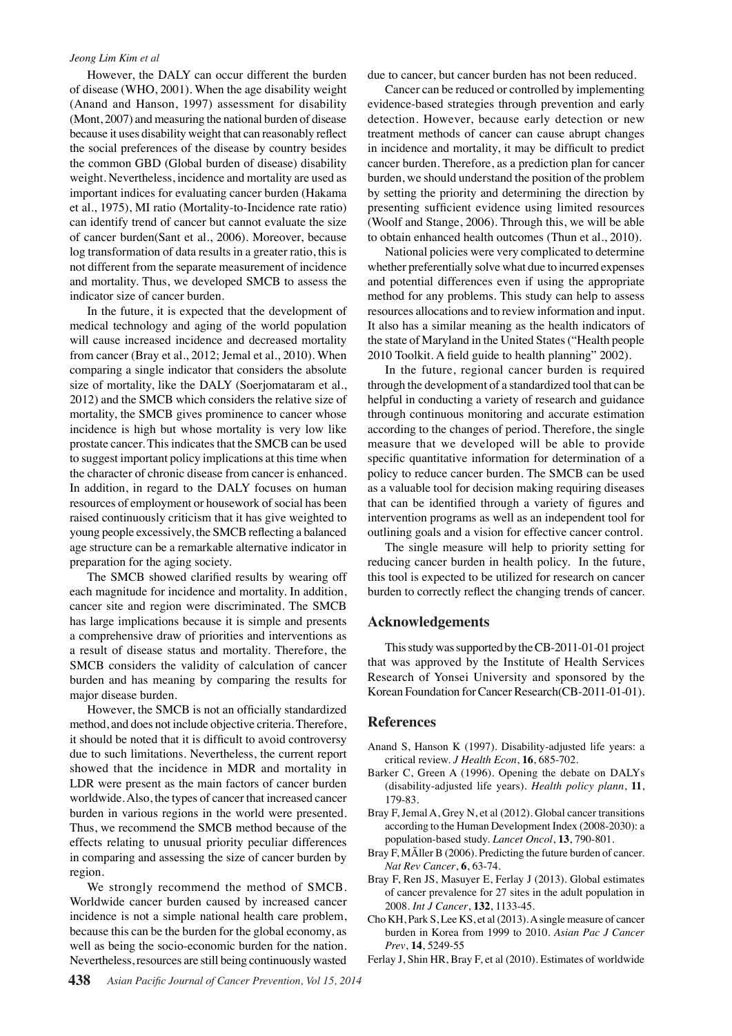However, the DALY can occur different the burden of disease (WHO, 2001). When the age disability weight (Anand and Hanson, 1997) assessment for disability (Mont, 2007) and measuring the national burden of disease because it uses disability weight that can reasonably reflect the social preferences of the disease by country besides the common GBD (Global burden of disease) disability weight. Nevertheless, incidence and mortality are used as important indices for evaluating cancer burden (Hakama et al., 1975), MI ratio (Mortality-to-Incidence rate ratio) can identify trend of cancer but cannot evaluate the size of cancer burden(Sant et al., 2006). Moreover, because log transformation of data results in a greater ratio, this is not different from the separate measurement of incidence and mortality. Thus, we developed SMCB to assess the indicator size of cancer burden.

In the future, it is expected that the development of medical technology and aging of the world population will cause increased incidence and decreased mortality from cancer (Bray et al., 2012; Jemal et al., 2010). When comparing a single indicator that considers the absolute size of mortality, like the DALY (Soerjomataram et al., 2012) and the SMCB which considers the relative size of mortality, the SMCB gives prominence to cancer whose incidence is high but whose mortality is very low like prostate cancer. This indicates that the SMCB can be used to suggest important policy implications at this time when the character of chronic disease from cancer is enhanced. In addition, in regard to the DALY focuses on human resources of employment or housework of social has been raised continuously criticism that it has give weighted to young people excessively, the SMCB reflecting a balanced age structure can be a remarkable alternative indicator in preparation for the aging society.

The SMCB showed clarified results by wearing off each magnitude for incidence and mortality. In addition, cancer site and region were discriminated. The SMCB has large implications because it is simple and presents a comprehensive draw of priorities and interventions as a result of disease status and mortality. Therefore, the SMCB considers the validity of calculation of cancer burden and has meaning by comparing the results for major disease burden.

However, the SMCB is not an officially standardized method, and does not include objective criteria. Therefore, it should be noted that it is difficult to avoid controversy due to such limitations. Nevertheless, the current report showed that the incidence in MDR and mortality in LDR were present as the main factors of cancer burden worldwide. Also, the types of cancer that increased cancer burden in various regions in the world were presented. Thus, we recommend the SMCB method because of the effects relating to unusual priority peculiar differences in comparing and assessing the size of cancer burden by region.

We strongly recommend the method of SMCB. Worldwide cancer burden caused by increased cancer incidence is not a simple national health care problem, because this can be the burden for the global economy, as well as being the socio-economic burden for the nation. Nevertheless, resources are still being continuously wasted due to cancer, but cancer burden has not been reduced.

Cancer can be reduced or controlled by implementing evidence-based strategies through prevention and early detection. However, because early detection or new treatment methods of cancer can cause abrupt changes in incidence and mortality, it may be difficult to predict cancer burden. Therefore, as a prediction plan for cancer burden, we should understand the position of the problem by setting the priority and determining the direction by presenting sufficient evidence using limited resources (Woolf and Stange, 2006). Through this, we will be able to obtain enhanced health outcomes (Thun et al., 2010).

National policies were very complicated to determine whether preferentially solve what due to incurred expenses and potential differences even if using the appropriate method for any problems. This study can help to assess resources allocations and to review information and input. It also has a similar meaning as the health indicators of the state of Maryland in the United States ("Health people 2010 Toolkit. A field guide to health planning" 2002).

In the future, regional cancer burden is required through the development of a standardized tool that can be helpful in conducting a variety of research and guidance through continuous monitoring and accurate estimation according to the changes of period. Therefore, the single measure that we developed will be able to provide specific quantitative information for determination of a policy to reduce cancer burden. The SMCB can be used as a valuable tool for decision making requiring diseases that can be identified through a variety of figures and intervention programs as well as an independent tool for outlining goals and a vision for effective cancer control.

The single measure will help to priority setting for reducing cancer burden in health policy. In the future, this tool is expected to be utilized for research on cancer burden to correctly reflect the changing trends of cancer.

## Acknowledgements

This study was supported by the CB-2011-01-01 project that was approved by the Institute of Health Services Research of Yonsei University and sponsored by the Korean Foundation for Cancer Research(CB-2011-01-01).

## References

Anand S, Hanson K (1997). Disability-adjusted life years: a critical review. *J Health Econ*, **16**, 685-702.

Barker C, Green A (1996). Opening the debate on DALYs (disability-adjusted life years). *Health policy plann*, **11**, 179-83.

Bray F, Jemal A, Grey N, et al (2012). Global cancer transitions according to the Human Development Index (2008-2030): a population-based study. *Lancet Oncol*, **13**, 790-801.

Bray F, MÃller B (2006). Predicting the future burden of cancer. *Nat Rev Cancer*, **6**, 63-74.

Bray F, Ren JS, Masuyer E, Ferlay J (2013). Global estimates of cancer prevalence for 27 sites in the adult population in 2008. *Int J Cancer*, **132**, 1133-45.

Cho KH, Park S, Lee KS, et al (2013). A single measure of cancer burden in Korea from 1999 to 2010. *Asian Pac J Cancer Prev*, **14**, 5249-55

Ferlay J, Shin HR, Bray F, et al (2010). Estimates of worldwide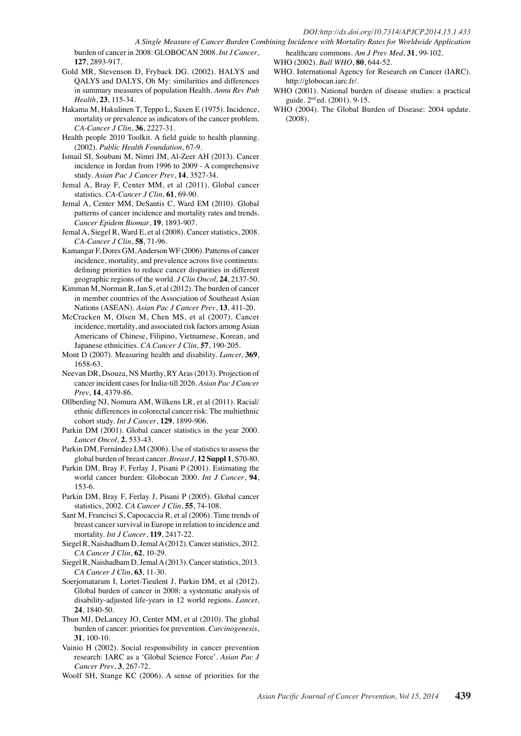burden of cancer in 2008: GLOBOCAN 2008. *Int J Cancer*, **127**, 2893-917.

Gold MR, Stevenson D, Fryback DG. (2002). HALYS and QALYS and DALYS, Oh My: similarities and differences in summary measures of population Health. *Annu Rev Pub Health*, **23**, 115-34.

Hakama M, Hakulinen T, Teppo L, Saxen E (1975). Incidence, mortality or prevalence as indicators of the cancer problem. *CA-Cancer J Clin*, **36**, 2227-31.

Health people 2010 Toolkit. A field guide to health planning. (2002). *Public Health Foundation,* 67-9.

Ismail SI, Soubani M, Nimri JM, Al-Zeer AH (2013). Cancer incidence in Jordan from 1996 to 2009 - A comprehensive study. *Asian Pac J Cancer Prev*, **14**, 3527-34.

Jemal A, Bray F, Center MM, et al (2011). Global cancer statistics. *CA-Cancer J Clin*, **61**, 69-90.

Jemal A, Center MM, DeSantis C, Ward EM (2010). Global patterns of cancer incidence and mortality rates and trends. *Cancer Epidem Biomar*, **19**, 1893-907.

Jemal A, Siegel R, Ward E, et al (2008). Cancer statistics, 2008. *CA-Cancer J Clin*, **58**, 71-96.

Kamangar F, Dores GM, Anderson WF (2006). Patterns of cancer incidence, mortality, and prevalence across five continents: defining priorities to reduce cancer disparities in different geographic regions of the world. *J Clin Oncol,* **24**, 2137-50.

Kimman M, Norman R, Jan S, et al (2012). The burden of cancer in member countries of the Association of Southeast Asian Nations (ASEAN). *Asian Pac J Cancer Prev*, **13**, 411-20.

McCracken M, Olsen M, Chen MS, et al (2007). Cancer incidence, mortality, and associated risk factors among Asian Americans of Chinese, Filipino, Vietnamese, Korean, and Japanese ethnicities. *CA Cancer J Clin*, **57**, 190-205.

Mont D (2007). Measuring health and disability. *Lancet*, **369**, 1658-63.

Neevan DR, Dsouza, NS Murthy, RY Aras (2013). Projection of cancer incident cases for India-till 2026. *Asian Pac J Cancer Prev*, **14**, 4379-86.

Ollberding NJ, Nomura AM, Wilkens LR, et al (2011). Racial/ethnic differences in colorectal cancer risk: The multiethnic cohort study. *Int J Cancer*, **129**, 1899-906.

Parkin DM (2001). Global cancer statistics in the year 2000. *Lancet Oncol*, **2**, 533-43.

Parkin DM, Fernández LM (2006). Use of statistics to assess the global burden of breast cancer. *Breast J*, **12 Suppl 1**, S70-80.

Parkin DM, Bray F, Ferlay J, Pisani P (2001). Estimating the world cancer burden: Globocan 2000. *Int J Cancer*, **94**, 153-6.

Parkin DM, Bray F, Ferlay J, Pisani P (2005). Global cancer statistics, 2002. *CA Cancer J Clin*, **55**, 74-108.

Sant M, Francisci S, Capocaccia R, et al (2006). Time trends of breast cancer survival in Europe in relation to incidence and mortality. *Int J Cancer*, **119**, 2417-22.

Siegel R, Naishadham D, Jemal A (2012). Cancer statistics, 2012. *CA Cancer J Clin*, **62**, 10-29.

Siegel R, Naishadham D, Jemal A (2013). Cancer statistics, 2013. *CA Cancer J Clin*, **63**, 11-30.

Soerjomataram I, Lortet-Tieulent J, Parkin DM, et al (2012). Global burden of cancer in 2008: a systematic analysis of disability-adjusted life-years in 12 world regions. *Lancet*, **24**, 1840-50.

Thun MJ, DeLancey JO, Center MM, et al (2010). The global burden of cancer: priorities for prevention. *Carcinogenesis*, **31**, 100-10.

Vainio H (2002). Social responsibility in cancer prevention research: IARC as a 'Global Science Force'. *Asian Pac J Cancer Prev*, **3**, 267-72.

Woolf SH, Stange KC (2006). A sense of priorities for the healthcare commons. *Am J Prev Med*, **31**, 99-102.

WHO (2002). *Bull WHO*, **80**, 644-52.

WHO. International Agency for Research on Cancer (IARC). http://globocan.iarc.fr/.

WHO (2001). National burden of disease studies: a practical guide. 2nd ed. (2001). 9-15.

WHO (2004). The Global Burden of Disease: 2004 update. (2008).